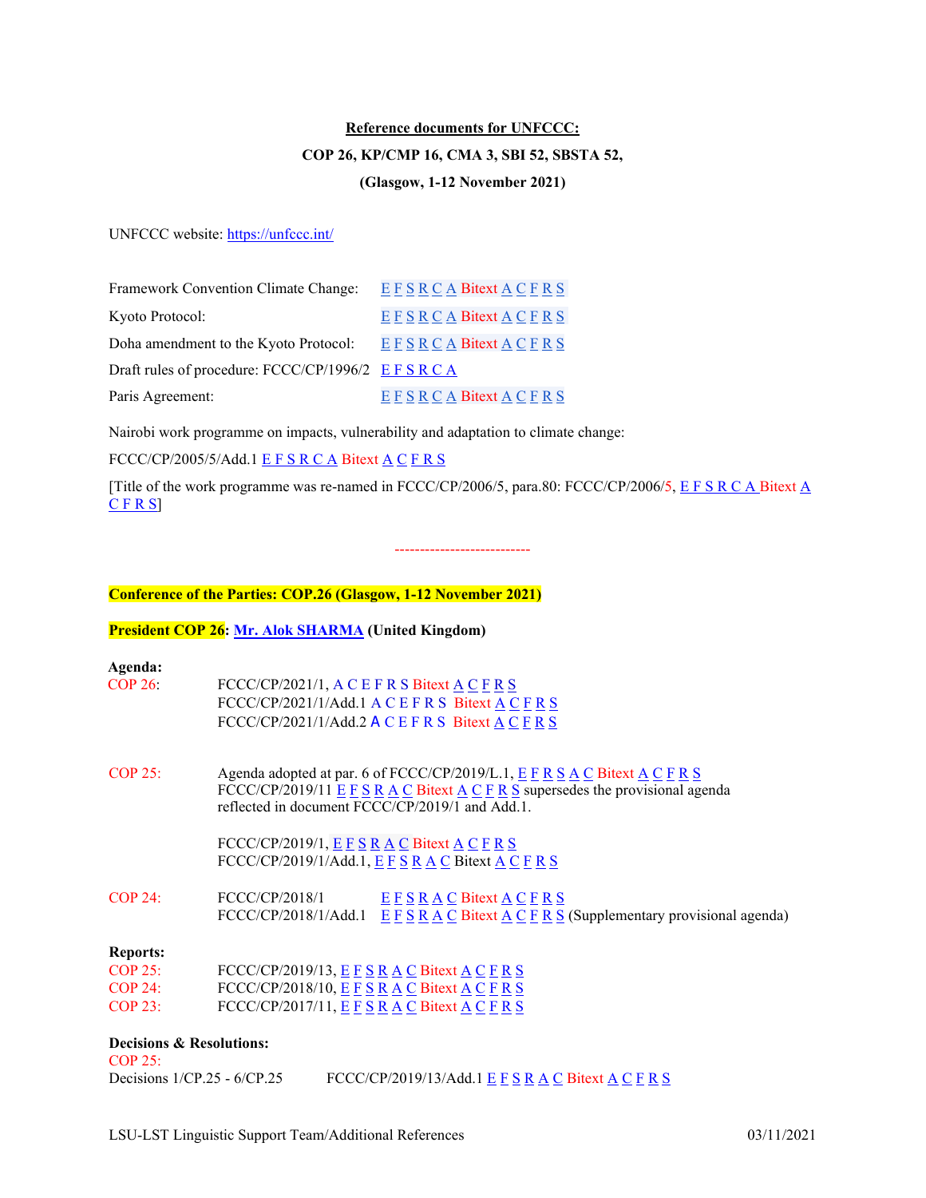**Reference documents for UNFCCC:**

**COP 26, KP/CMP 16, CMA 3, SBI 52, SBSTA 52,**

**(Glasgow, 1-12 November 2021)**

UNFCCC website: https://unfccc.int/

| | |
|---|---|
| Framework Convention Climate Change: | E F S R C A Bitext A C F R S |
| Kyoto Protocol: | E F S R C A Bitext A C F R S |
| Doha amendment to the Kyoto Protocol: | E F S R C A Bitext A C F R S |
| Draft rules of procedure: FCCC/CP/1996/2 | E F S R C A |
| Paris Agreement: | E F S R C A Bitext A C F R S |

Nairobi work programme on impacts, vulnerability and adaptation to climate change:

FCCC/CP/2005/5/Add.1 E F S R C A Bitext A C F R S

[Title of the work programme was re-named in FCCC/CP/2006/5, para.80: FCCC/CP/2006/5, E F S R C A Bitext A C F R S]

---------------------------

**Conference of the Parties: COP.26 (Glasgow, 1-12 November 2021)**

**President COP 26: Mr. Alok SHARMA (United Kingdom)**

**Agenda:**

COP 26:

FCCC/CP/2021/1, A C E F R S Bitext A C F R S
FCCC/CP/2021/1/Add.1 A C E F R S Bitext A C F R S
FCCC/CP/2021/1/Add.2 A C E F R S Bitext A C F R S

COP 25:

Agenda adopted at par. 6 of FCCC/CP/2019/L.1, E F R S A C Bitext A C F R S
FCCC/CP/2019/11 E F S R A C Bitext A C F R S supersedes the provisional agenda reflected in document FCCC/CP/2019/1 and Add.1.

FCCC/CP/2019/1, E F S R A C Bitext A C F R S
FCCC/CP/2019/1/Add.1, E F S R A C Bitext A C F R S

COP 24:

FCCC/CP/2018/1 E F S R A C Bitext A C F R S
FCCC/CP/2018/1/Add.1 E F S R A C Bitext A C F R S (Supplementary provisional agenda)

**Reports:**

COP 25: FCCC/CP/2019/13, E F S R A C Bitext A C F R S
COP 24: FCCC/CP/2018/10, E F S R A C Bitext A C F R S
COP 23: FCCC/CP/2017/11, E F S R A C Bitext A C F R S

**Decisions & Resolutions:**

COP 25:

Decisions 1/CP.25 - 6/CP.25 FCCC/CP/2019/13/Add.1 E F S R A C Bitext A C F R S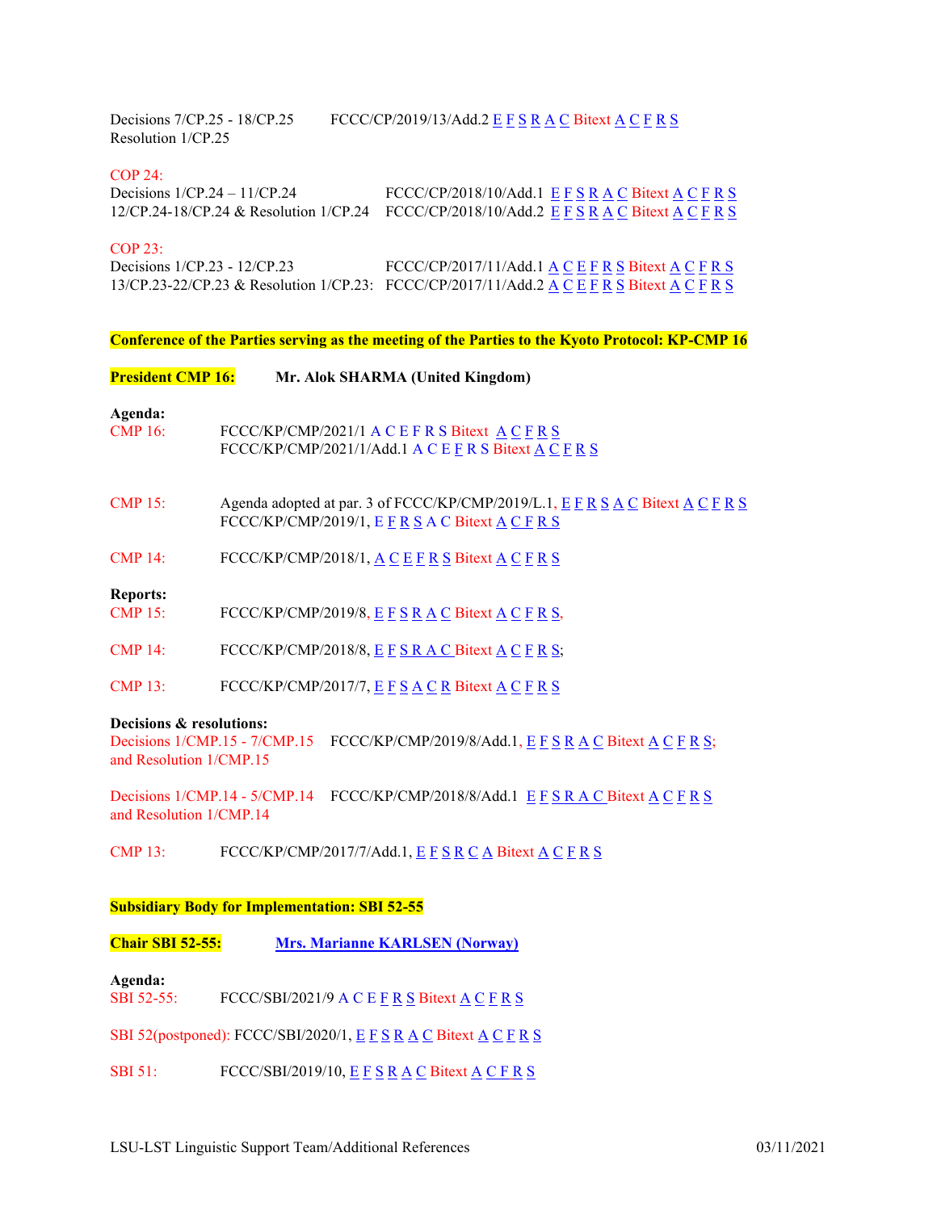Decisions 7/CP.25 - 18/CP.25 FCCC/CP/2019/13/Add.2 E F S R A C Bitext A C F R S
Resolution 1/CP.25

COP 24:
Decisions 1/CP.24 – 11/CP.24 FCCC/CP/2018/10/Add.1 E F S R A C Bitext A C F R S
12/CP.24-18/CP.24 & Resolution 1/CP.24 FCCC/CP/2018/10/Add.2 E F S R A C Bitext A C F R S

COP 23:
Decisions 1/CP.23 - 12/CP.23 FCCC/CP/2017/11/Add.1 A C E F R S Bitext A C F R S
13/CP.23-22/CP.23 & Resolution 1/CP.23: FCCC/CP/2017/11/Add.2 A C E F R S Bitext A C F R S

**Conference of the Parties serving as the meeting of the Parties to the Kyoto Protocol: KP-CMP 16**

**President CMP 16:** **Mr. Alok SHARMA (United Kingdom)**

**Agenda:**

CMP 16: FCCC/KP/CMP/2021/1 A C E F R S Bitext A C F R S
FCCC/KP/CMP/2021/1/Add.1 A C E F R S Bitext A C F R S

CMP 15: Agenda adopted at par. 3 of FCCC/KP/CMP/2019/L.1, E F R S A C Bitext A C F R S
FCCC/KP/CMP/2019/1, E F R S A C Bitext A C F R S

CMP 14: FCCC/KP/CMP/2018/1, A C E F R S Bitext A C F R S

**Reports:**

CMP 15: FCCC/KP/CMP/2019/8, E F S R A C Bitext A C F R S,

CMP 14: FCCC/KP/CMP/2018/8, E F S R A C Bitext A C F R S;

CMP 13: FCCC/KP/CMP/2017/7, E F S A C R Bitext A C F R S

**Decisions & resolutions:**

Decisions 1/CMP.15 - 7/CMP.15 FCCC/KP/CMP/2019/8/Add.1, E F S R A C Bitext A C F R S;
and Resolution 1/CMP.15

Decisions 1/CMP.14 - 5/CMP.14 FCCC/KP/CMP/2018/8/Add.1 E F S R A C Bitext A C F R S
and Resolution 1/CMP.14

CMP 13: FCCC/KP/CMP/2017/7/Add.1, E F S R C A Bitext A C F R S

**Subsidiary Body for Implementation: SBI 52-55**

**Chair SBI 52-55:** **Mrs. Marianne KARLSEN (Norway)**

**Agenda:**

SBI 52-55: FCCC/SBI/2021/9 A C E F R S Bitext A C F R S

SBI 52(postponed): FCCC/SBI/2020/1, E F S R A C Bitext A C F R S

SBI 51: FCCC/SBI/2019/10, E F S R A C Bitext A C F R S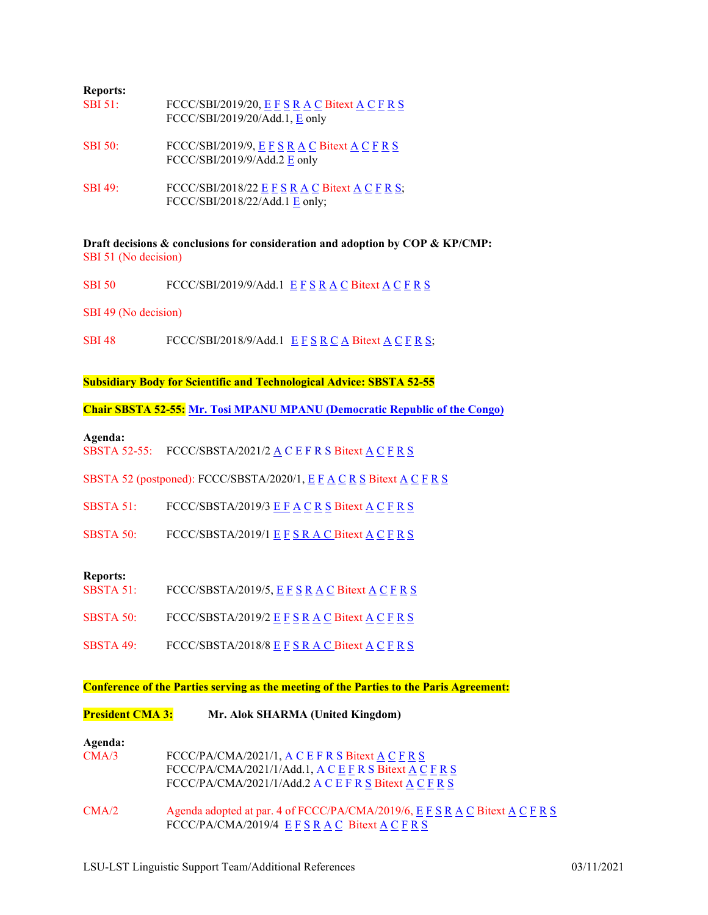**Reports:**

SBI 51: FCCC/SBI/2019/20, E F S R A C Bitext A C F R S
FCCC/SBI/2019/20/Add.1, E only

SBI 50: FCCC/SBI/2019/9, E F S R A C Bitext A C F R S
FCCC/SBI/2019/9/Add.2 E only

SBI 49: FCCC/SBI/2018/22 E F S R A C Bitext A C F R S;
FCCC/SBI/2018/22/Add.1 E only;

**Draft decisions & conclusions for consideration and adoption by COP & KP/CMP:**

SBI 51 (No decision)

SBI 50 FCCC/SBI/2019/9/Add.1 E F S R A C Bitext A C F R S

SBI 49 (No decision)

SBI 48 FCCC/SBI/2018/9/Add.1 E F S R C A Bitext A C F R S;

**Subsidiary Body for Scientific and Technological Advice: SBSTA 52-55**

**Chair SBSTA 52-55: Mr. Tosi MPANU MPANU (Democratic Republic of the Congo)**

**Agenda:**

SBSTA 52-55: FCCC/SBSTA/2021/2 A C E F R S Bitext A C F R S

SBSTA 52 (postponed): FCCC/SBSTA/2020/1, E F A C R S Bitext A C F R S

SBSTA 51: FCCC/SBSTA/2019/3 E F A C R S Bitext A C F R S

SBSTA 50: FCCC/SBSTA/2019/1 E F S R A C Bitext A C F R S

**Reports:**

SBSTA 51: FCCC/SBSTA/2019/5, E F S R A C Bitext A C F R S

SBSTA 50: FCCC/SBSTA/2019/2 E F S R A C Bitext A C F R S

SBSTA 49: FCCC/SBSTA/2018/8 E F S R A C Bitext A C F R S

**Conference of the Parties serving as the meeting of the Parties to the Paris Agreement:**

**President CMA 3:** **Mr. Alok SHARMA (United Kingdom)**

**Agenda:**

CMA/3 FCCC/PA/CMA/2021/1, A C E F R S Bitext A C F R S
FCCC/PA/CMA/2021/1/Add.1, A C E F R S Bitext A C F R S
FCCC/PA/CMA/2021/1/Add.2 A C E F R S Bitext A C F R S

CMA/2 Agenda adopted at par. 4 of FCCC/PA/CMA/2019/6, E F S R A C Bitext A C F R S
FCCC/PA/CMA/2019/4 E F S R A C Bitext A C F R S

LSU-LST Linguistic Support Team/Additional References 03/11/2021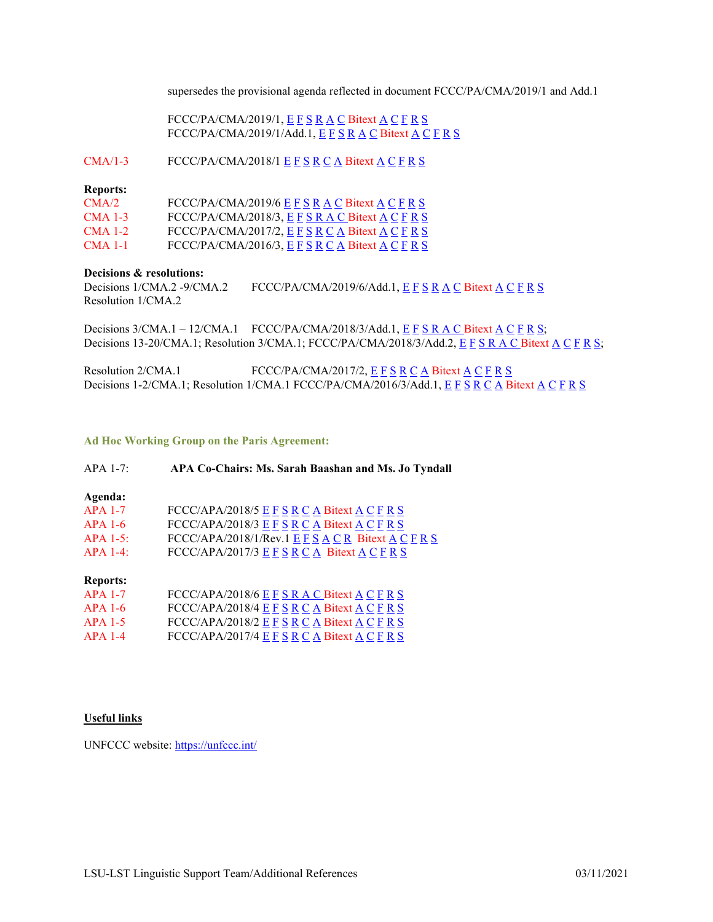supersedes the provisional agenda reflected in document FCCC/PA/CMA/2019/1 and Add.1

FCCC/PA/CMA/2019/1, E F S R A C Bitext A C F R S
FCCC/PA/CMA/2019/1/Add.1, E F S R A C Bitext A C F R S

CMA/1-3 FCCC/PA/CMA/2018/1 E F S R C A Bitext A C F R S

**Reports:**

CMA/2 FCCC/PA/CMA/2019/6 E F S R A C Bitext A C F R S
CMA 1-3 FCCC/PA/CMA/2018/3, E F S R A C Bitext A C F R S
CMA 1-2 FCCC/PA/CMA/2017/2, E F S R C A Bitext A C F R S
CMA 1-1 FCCC/PA/CMA/2016/3, E F S R C A Bitext A C F R S

**Decisions & resolutions:**

Decisions 1/CMA.2 -9/CMA.2 FCCC/PA/CMA/2019/6/Add.1, E F S R A C Bitext A C F R S
Resolution 1/CMA.2

Decisions 3/CMA.1 – 12/CMA.1 FCCC/PA/CMA/2018/3/Add.1, E F S R A C Bitext A C F R S;
Decisions 13-20/CMA.1; Resolution 3/CMA.1; FCCC/PA/CMA/2018/3/Add.2, E F S R A C Bitext A C F R S;

Resolution 2/CMA.1 FCCC/PA/CMA/2017/2, E F S R C A Bitext A C F R S
Decisions 1-2/CMA.1; Resolution 1/CMA.1 FCCC/PA/CMA/2016/3/Add.1, E F S R C A Bitext A C F R S

**Ad Hoc Working Group on the Paris Agreement:**

APA 1-7: **APA Co-Chairs: Ms. Sarah Baashan and Ms. Jo Tyndall**

**Agenda:**

APA 1-7 FCCC/APA/2018/5 E F S R C A Bitext A C F R S
APA 1-6 FCCC/APA/2018/3 E F S R C A Bitext A C F R S
APA 1-5: FCCC/APA/2018/1/Rev.1 E F S A C R Bitext A C F R S
APA 1-4: FCCC/APA/2017/3 E F S R C A Bitext A C F R S

**Reports:**

APA 1-7 FCCC/APA/2018/6 E F S R A C Bitext A C F R S
APA 1-6 FCCC/APA/2018/4 E F S R C A Bitext A C F R S
APA 1-5 FCCC/APA/2018/2 E F S R C A Bitext A C F R S
APA 1-4 FCCC/APA/2017/4 E F S R C A Bitext A C F R S

**Useful links**

UNFCCC website: https://unfccc.int/